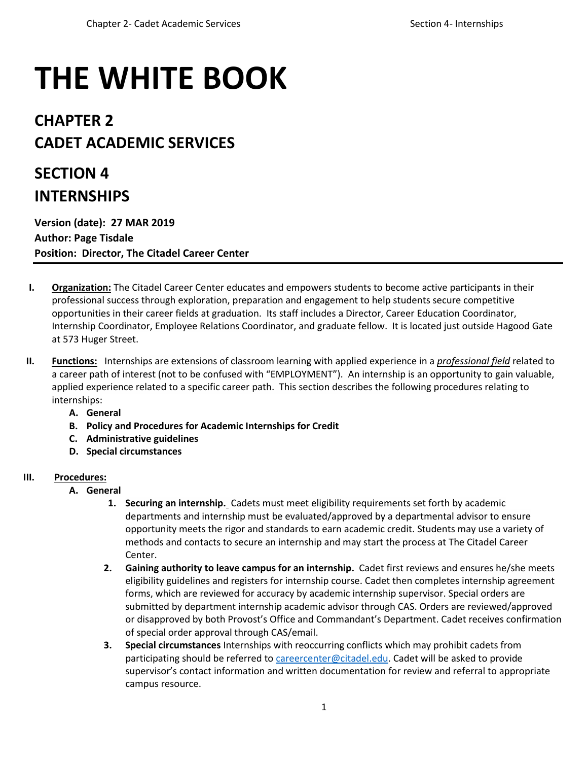# THE WHITE BOOK

## CHAPTER 2
## CADET ACADEMIC SERVICES

## SECTION 4
## INTERNSHIPS

**Version (date): 27 MAR 2019**
**Author: Page Tisdale**
**Position: Director, The Citadel Career Center**

---

I. **Organization:** The Citadel Career Center educates and empowers students to become active participants in their professional success through exploration, preparation and engagement to help students secure competitive opportunities in their career fields at graduation. Its staff includes a Director, Career Education Coordinator, Internship Coordinator, Employee Relations Coordinator, and graduate fellow. It is located just outside Hagood Gate at 573 Huger Street.

II. **Functions:** Internships are extensions of classroom learning with applied experience in a ***professional field*** related to a career path of interest (not to be confused with "EMPLOYMENT"). An internship is an opportunity to gain valuable, applied experience related to a specific career path. This section describes the following procedures relating to internships:
   - **A. General**
   - **B. Policy and Procedures for Academic Internships for Credit**
   - **C. Administrative guidelines**
   - **D. Special circumstances**

III. **Procedures:**

   **A. General**

   1. **Securing an internship.** Cadets must meet eligibility requirements set forth by academic departments and internship must be evaluated/approved by a departmental advisor to ensure opportunity meets the rigor and standards to earn academic credit. Students may use a variety of methods and contacts to secure an internship and may start the process at The Citadel Career Center.
   2. **Gaining authority to leave campus for an internship.** Cadet first reviews and ensures he/she meets eligibility guidelines and registers for internship course. Cadet then completes internship agreement forms, which are reviewed for accuracy by academic internship supervisor. Special orders are submitted by department internship academic advisor through CAS. Orders are reviewed/approved or disapproved by both Provost's Office and Commandant's Department. Cadet receives confirmation of special order approval through CAS/email.
   3. **Special circumstances** Internships with reoccurring conflicts which may prohibit cadets from participating should be referred to careercenter@citadel.edu. Cadet will be asked to provide supervisor's contact information and written documentation for review and referral to appropriate campus resource.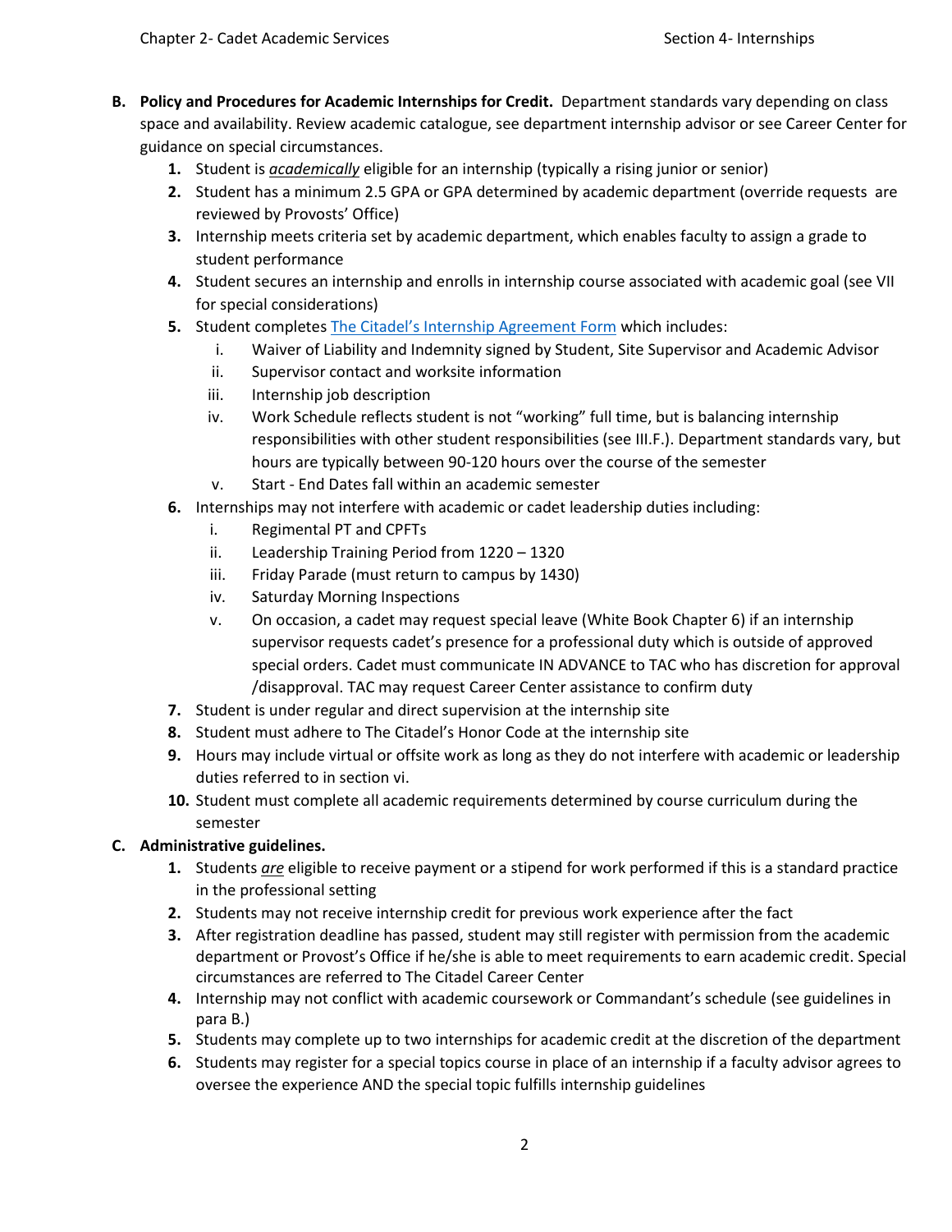**B. Policy and Procedures for Academic Internships for Credit.** Department standards vary depending on class space and availability. Review academic catalogue, see department internship advisor or see Career Center for guidance on special circumstances.

1. Student is ***academically*** eligible for an internship (typically a rising junior or senior)
2. Student has a minimum 2.5 GPA or GPA determined by academic department (override requests are reviewed by Provosts' Office)
3. Internship meets criteria set by academic department, which enables faculty to assign a grade to student performance
4. Student secures an internship and enrolls in internship course associated with academic goal (see VII for special considerations)
5. Student completes The Citadel's Internship Agreement Form which includes:
   i. Waiver of Liability and Indemnity signed by Student, Site Supervisor and Academic Advisor
   ii. Supervisor contact and worksite information
   iii. Internship job description
   iv. Work Schedule reflects student is not "working" full time, but is balancing internship responsibilities with other student responsibilities (see III.F.). Department standards vary, but hours are typically between 90-120 hours over the course of the semester
   v. Start - End Dates fall within an academic semester
6. Internships may not interfere with academic or cadet leadership duties including:
   i. Regimental PT and CPFTs
   ii. Leadership Training Period from 1220 – 1320
   iii. Friday Parade (must return to campus by 1430)
   iv. Saturday Morning Inspections
   v. On occasion, a cadet may request special leave (White Book Chapter 6) if an internship supervisor requests cadet's presence for a professional duty which is outside of approved special orders. Cadet must communicate IN ADVANCE to TAC who has discretion for approval /disapproval. TAC may request Career Center assistance to confirm duty
7. Student is under regular and direct supervision at the internship site
8. Student must adhere to The Citadel's Honor Code at the internship site
9. Hours may include virtual or offsite work as long as they do not interfere with academic or leadership duties referred to in section vi.
10. Student must complete all academic requirements determined by course curriculum during the semester

**C. Administrative guidelines.**

1. Students ***are*** eligible to receive payment or a stipend for work performed if this is a standard practice in the professional setting
2. Students may not receive internship credit for previous work experience after the fact
3. After registration deadline has passed, student may still register with permission from the academic department or Provost's Office if he/she is able to meet requirements to earn academic credit. Special circumstances are referred to The Citadel Career Center
4. Internship may not conflict with academic coursework or Commandant's schedule (see guidelines in para B.)
5. Students may complete up to two internships for academic credit at the discretion of the department
6. Students may register for a special topics course in place of an internship if a faculty advisor agrees to oversee the experience AND the special topic fulfills internship guidelines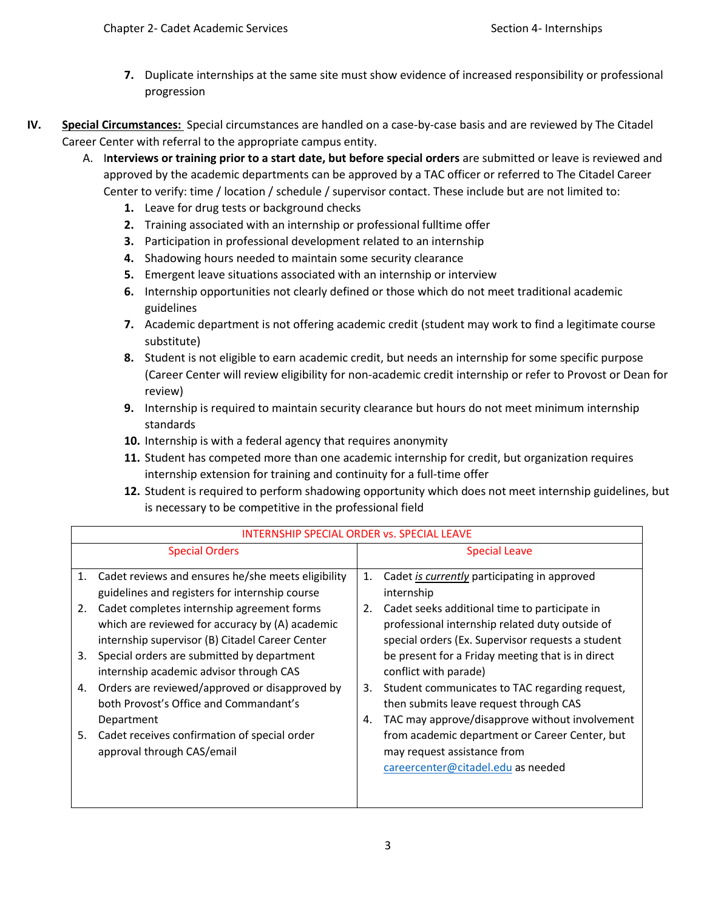7. Duplicate internships at the same site must show evidence of increased responsibility or professional progression

**IV. Special Circumstances:** Special circumstances are handled on a case-by-case basis and are reviewed by The Citadel Career Center with referral to the appropriate campus entity.

A. I**nterviews or training prior to a start date, but before special orders** are submitted or leave is reviewed and approved by the academic departments can be approved by a TAC officer or referred to The Citadel Career Center to verify: time / location / schedule / supervisor contact. These include but are not limited to:

1. Leave for drug tests or background checks
2. Training associated with an internship or professional fulltime offer
3. Participation in professional development related to an internship
4. Shadowing hours needed to maintain some security clearance
5. Emergent leave situations associated with an internship or interview
6. Internship opportunities not clearly defined or those which do not meet traditional academic guidelines
7. Academic department is not offering academic credit (student may work to find a legitimate course substitute)
8. Student is not eligible to earn academic credit, but needs an internship for some specific purpose (Career Center will review eligibility for non-academic credit internship or refer to Provost or Dean for review)
9. Internship is required to maintain security clearance but hours do not meet minimum internship standards
10. Internship is with a federal agency that requires anonymity
11. Student has competed more than one academic internship for credit, but organization requires internship extension for training and continuity for a full-time offer
12. Student is required to perform shadowing opportunity which does not meet internship guidelines, but is necessary to be competitive in the professional field

| INTERNSHIP SPECIAL ORDER vs. SPECIAL LEAVE | |
|---|---|
| Special Orders | Special Leave |
| 1. Cadet reviews and ensures he/she meets eligibility guidelines and registers for internship course<br>2. Cadet completes internship agreement forms which are reviewed for accuracy by (A) academic internship supervisor (B) Citadel Career Center<br>3. Special orders are submitted by department internship academic advisor through CAS<br>4. Orders are reviewed/approved or disapproved by both Provost's Office and Commandant's Department<br>5. Cadet receives confirmation of special order approval through CAS/email | 1. Cadet ***is currently*** participating in approved internship<br>2. Cadet seeks additional time to participate in professional internship related duty outside of special orders (Ex. Supervisor requests a student be present for a Friday meeting that is in direct conflict with parade)<br>3. Student communicates to TAC regarding request, then submits leave request through CAS<br>4. TAC may approve/disapprove without involvement from academic department or Career Center, but may request assistance from careercenter@citadel.edu as needed |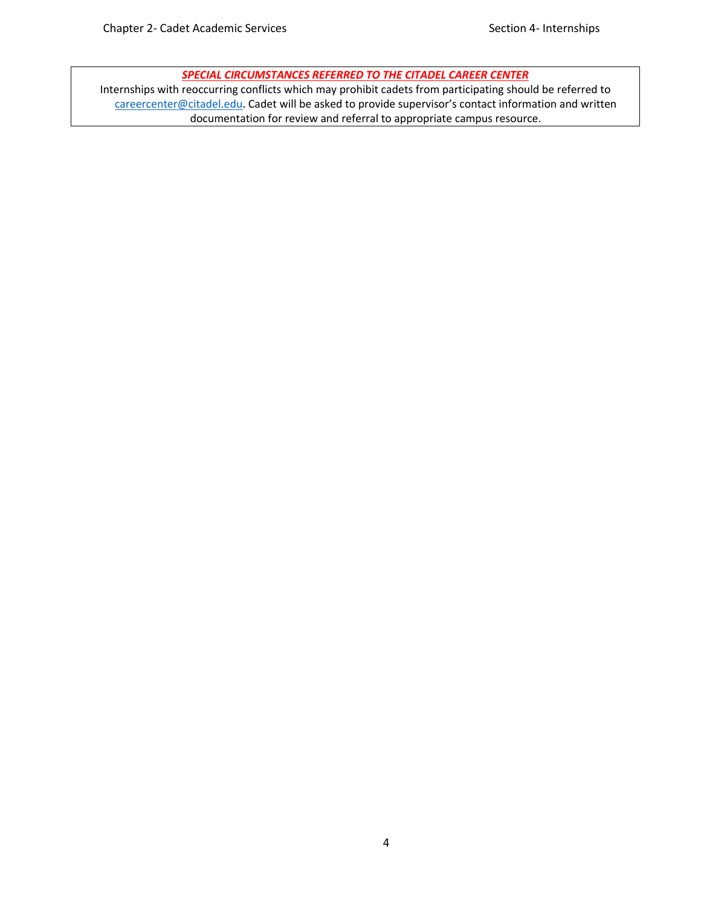***SPECIAL CIRCUMSTANCES REFERRED TO THE CITADEL CAREER CENTER***

Internships with reoccurring conflicts which may prohibit cadets from participating should be referred to careercenter@citadel.edu. Cadet will be asked to provide supervisor's contact information and written documentation for review and referral to appropriate campus resource.